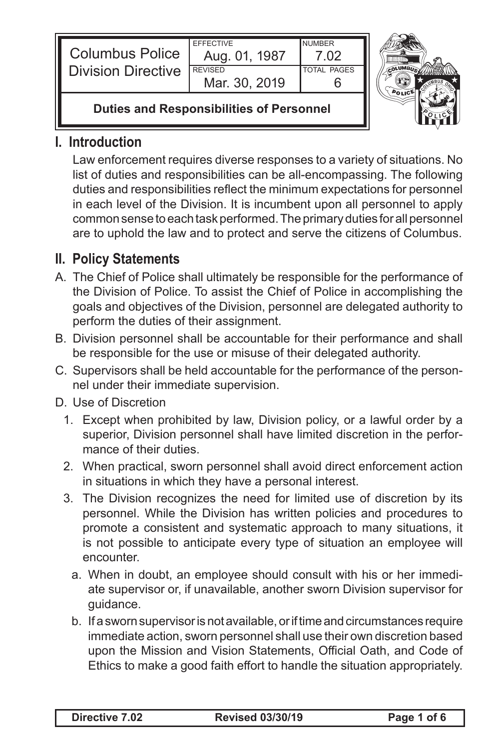| Columbus Police Division Directive | EFFECTIVE Aug. 01, 1987 | NUMBER 7.02 |
| --- | --- | --- |
| | REVISED Mar. 30, 2019 | TOTAL PAGES 6 |

**Duties and Responsibilities of Personnel**

## I. Introduction

Law enforcement requires diverse responses to a variety of situations. No list of duties and responsibilities can be all-encompassing. The following duties and responsibilities reflect the minimum expectations for personnel in each level of the Division. It is incumbent upon all personnel to apply common sense to each task performed. The primary duties for all personnel are to uphold the law and to protect and serve the citizens of Columbus.

## II. Policy Statements

A. The Chief of Police shall ultimately be responsible for the performance of the Division of Police. To assist the Chief of Police in accomplishing the goals and objectives of the Division, personnel are delegated authority to perform the duties of their assignment.

B. Division personnel shall be accountable for their performance and shall be responsible for the use or misuse of their delegated authority.

C. Supervisors shall be held accountable for the performance of the personnel under their immediate supervision.

D. Use of Discretion

1. Except when prohibited by law, Division policy, or a lawful order by a superior, Division personnel shall have limited discretion in the performance of their duties.

2. When practical, sworn personnel shall avoid direct enforcement action in situations in which they have a personal interest.

3. The Division recognizes the need for limited use of discretion by its personnel. While the Division has written policies and procedures to promote a consistent and systematic approach to many situations, it is not possible to anticipate every type of situation an employee will encounter.

   a. When in doubt, an employee should consult with his or her immediate supervisor or, if unavailable, another sworn Division supervisor for guidance.

   b. If a sworn supervisor is not available, or if time and circumstances require immediate action, sworn personnel shall use their own discretion based upon the Mission and Vision Statements, Official Oath, and Code of Ethics to make a good faith effort to handle the situation appropriately.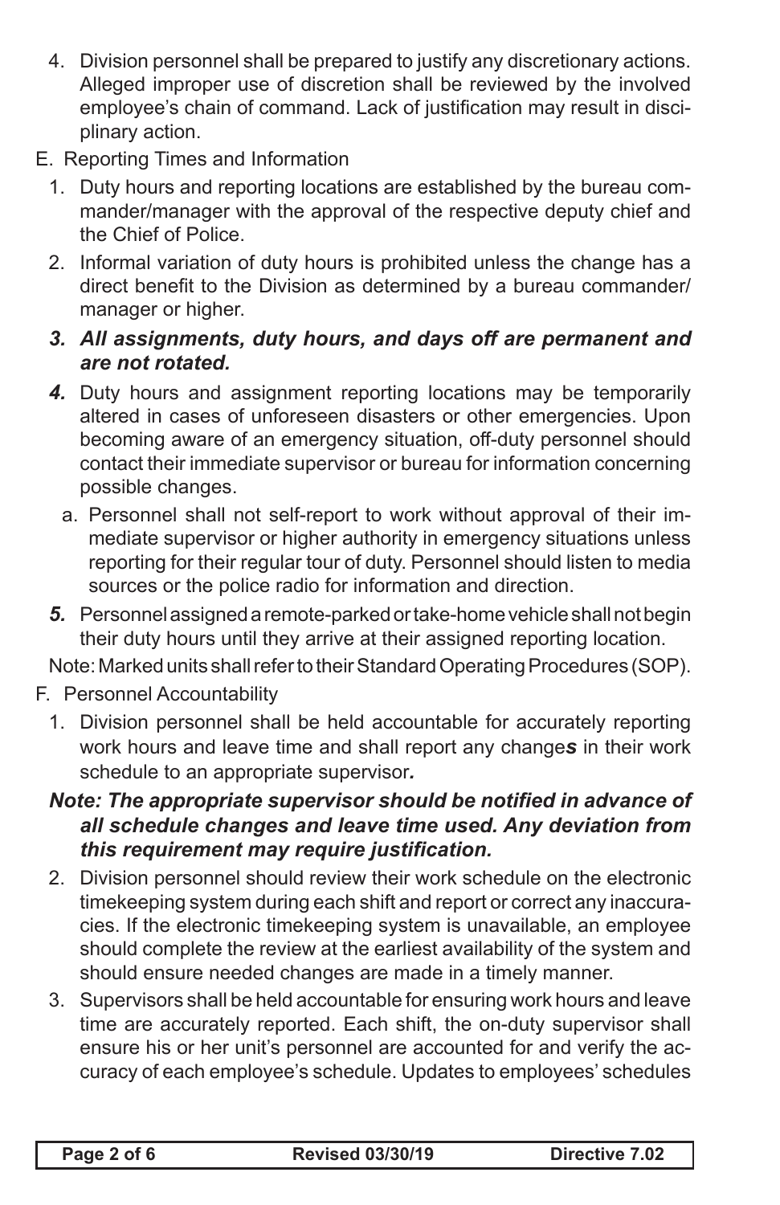4. Division personnel shall be prepared to justify any discretionary actions. Alleged improper use of discretion shall be reviewed by the involved employee's chain of command. Lack of justification may result in disciplinary action.

E. Reporting Times and Information

1. Duty hours and reporting locations are established by the bureau commander/manager with the approval of the respective deputy chief and the Chief of Police.
2. Informal variation of duty hours is prohibited unless the change has a direct benefit to the Division as determined by a bureau commander/manager or higher.
3. ***All assignments, duty hours, and days off are permanent and are not rotated.***
4. Duty hours and assignment reporting locations may be temporarily altered in cases of unforeseen disasters or other emergencies. Upon becoming aware of an emergency situation, off-duty personnel should contact their immediate supervisor or bureau for information concerning possible changes.
   a. Personnel shall not self-report to work without approval of their immediate supervisor or higher authority in emergency situations unless reporting for their regular tour of duty. Personnel should listen to media sources or the police radio for information and direction.
5. Personnel assigned a remote-parked or take-home vehicle shall not begin their duty hours until they arrive at their assigned reporting location.

Note: Marked units shall refer to their Standard Operating Procedures (SOP).

F. Personnel Accountability

1. Division personnel shall be held accountable for accurately reporting work hours and leave time and shall report any change***s*** in their work schedule to an appropriate supervisor***.***

***Note: The appropriate supervisor should be notified in advance of all schedule changes and leave time used. Any deviation from this requirement may require justification.***

2. Division personnel should review their work schedule on the electronic timekeeping system during each shift and report or correct any inaccuracies. If the electronic timekeeping system is unavailable, an employee should complete the review at the earliest availability of the system and should ensure needed changes are made in a timely manner.
3. Supervisors shall be held accountable for ensuring work hours and leave time are accurately reported. Each shift, the on-duty supervisor shall ensure his or her unit's personnel are accounted for and verify the accuracy of each employee's schedule. Updates to employees' schedules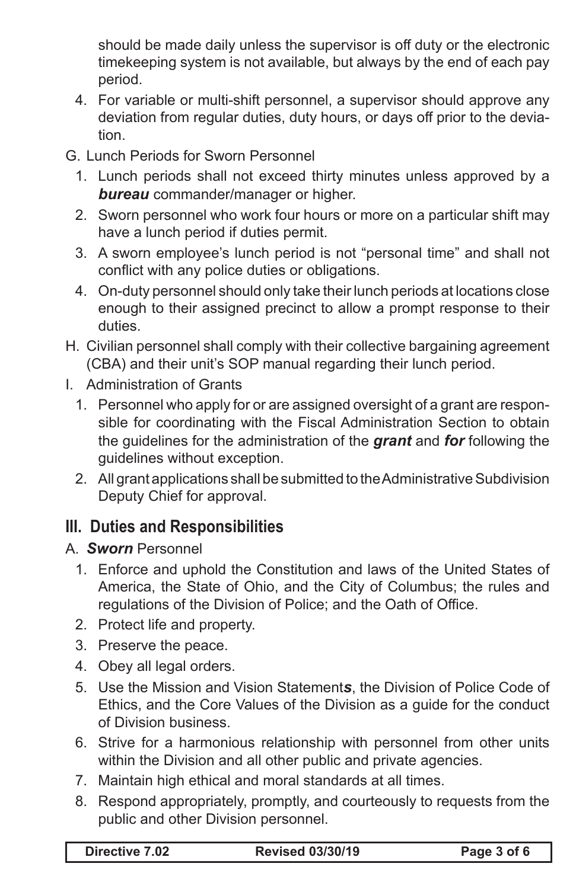should be made daily unless the supervisor is off duty or the electronic timekeeping system is not available, but always by the end of each pay period.

4. For variable or multi-shift personnel, a supervisor should approve any deviation from regular duties, duty hours, or days off prior to the deviation.

G. Lunch Periods for Sworn Personnel

1. Lunch periods shall not exceed thirty minutes unless approved by a ***bureau*** commander/manager or higher.
2. Sworn personnel who work four hours or more on a particular shift may have a lunch period if duties permit.
3. A sworn employee's lunch period is not "personal time" and shall not conflict with any police duties or obligations.
4. On-duty personnel should only take their lunch periods at locations close enough to their assigned precinct to allow a prompt response to their duties.

H. Civilian personnel shall comply with their collective bargaining agreement (CBA) and their unit's SOP manual regarding their lunch period.

I. Administration of Grants

1. Personnel who apply for or are assigned oversight of a grant are responsible for coordinating with the Fiscal Administration Section to obtain the guidelines for the administration of the ***grant*** and ***for*** following the guidelines without exception.
2. All grant applications shall be submitted to the Administrative Subdivision Deputy Chief for approval.

## III. Duties and Responsibilities

A. ***Sworn*** Personnel

1. Enforce and uphold the Constitution and laws of the United States of America, the State of Ohio, and the City of Columbus; the rules and regulations of the Division of Police; and the Oath of Office.
2. Protect life and property.
3. Preserve the peace.
4. Obey all legal orders.
5. Use the Mission and Vision Statement***s***, the Division of Police Code of Ethics, and the Core Values of the Division as a guide for the conduct of Division business.
6. Strive for a harmonious relationship with personnel from other units within the Division and all other public and private agencies.
7. Maintain high ethical and moral standards at all times.
8. Respond appropriately, promptly, and courteously to requests from the public and other Division personnel.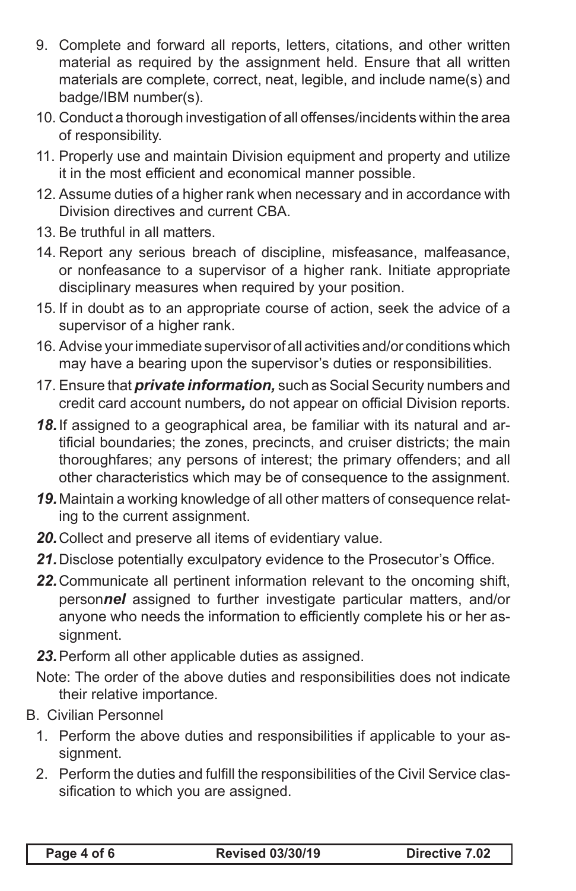9. Complete and forward all reports, letters, citations, and other written material as required by the assignment held. Ensure that all written materials are complete, correct, neat, legible, and include name(s) and badge/IBM number(s).
10. Conduct a thorough investigation of all offenses/incidents within the area of responsibility.
11. Properly use and maintain Division equipment and property and utilize it in the most efficient and economical manner possible.
12. Assume duties of a higher rank when necessary and in accordance with Division directives and current CBA.
13. Be truthful in all matters.
14. Report any serious breach of discipline, misfeasance, malfeasance, or nonfeasance to a supervisor of a higher rank. Initiate appropriate disciplinary measures when required by your position.
15. If in doubt as to an appropriate course of action, seek the advice of a supervisor of a higher rank.
16. Advise your immediate supervisor of all activities and/or conditions which may have a bearing upon the supervisor's duties or responsibilities.
17. Ensure that ***private information,*** such as Social Security numbers and credit card account numbers***,*** do not appear on official Division reports.
18. If assigned to a geographical area, be familiar with its natural and artificial boundaries; the zones, precincts, and cruiser districts; the main thoroughfares; any persons of interest; the primary offenders; and all other characteristics which may be of consequence to the assignment.
19. Maintain a working knowledge of all other matters of consequence relating to the current assignment.
20. Collect and preserve all items of evidentiary value.
21. Disclose potentially exculpatory evidence to the Prosecutor's Office.
22. Communicate all pertinent information relevant to the oncoming shift, person***nel*** assigned to further investigate particular matters, and/or anyone who needs the information to efficiently complete his or her assignment.
23. Perform all other applicable duties as assigned.

Note: The order of the above duties and responsibilities does not indicate their relative importance.

B. Civilian Personnel

1. Perform the above duties and responsibilities if applicable to your assignment.
2. Perform the duties and fulfill the responsibilities of the Civil Service classification to which you are assigned.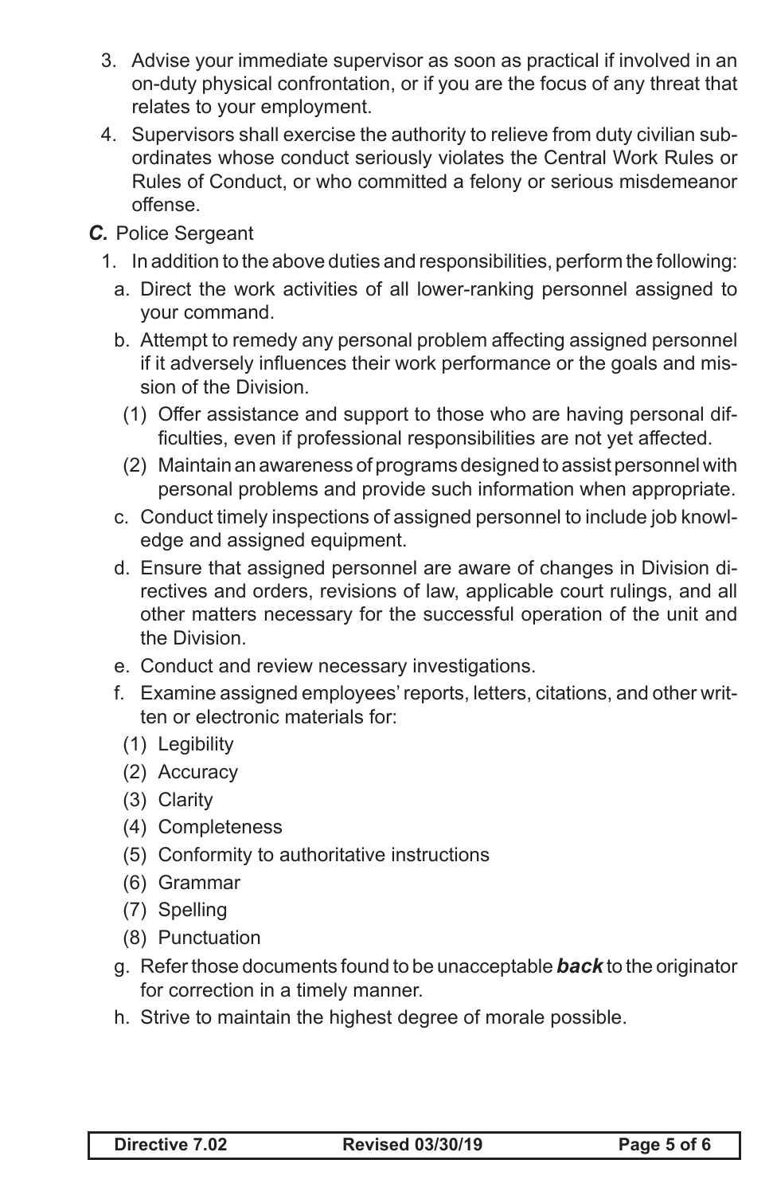3. Advise your immediate supervisor as soon as practical if involved in an on-duty physical confrontation, or if you are the focus of any threat that relates to your employment.
4. Supervisors shall exercise the authority to relieve from duty civilian subordinates whose conduct seriously violates the Central Work Rules or Rules of Conduct, or who committed a felony or serious misdemeanor offense.

***C.*** Police Sergeant

1. In addition to the above duties and responsibilities, perform the following:
   - a. Direct the work activities of all lower-ranking personnel assigned to your command.
   - b. Attempt to remedy any personal problem affecting assigned personnel if it adversely influences their work performance or the goals and mission of the Division.
     - (1) Offer assistance and support to those who are having personal difficulties, even if professional responsibilities are not yet affected.
     - (2) Maintain an awareness of programs designed to assist personnel with personal problems and provide such information when appropriate.
   - c. Conduct timely inspections of assigned personnel to include job knowledge and assigned equipment.
   - d. Ensure that assigned personnel are aware of changes in Division directives and orders, revisions of law, applicable court rulings, and all other matters necessary for the successful operation of the unit and the Division.
   - e. Conduct and review necessary investigations.
   - f. Examine assigned employees' reports, letters, citations, and other written or electronic materials for:
     - (1) Legibility
     - (2) Accuracy
     - (3) Clarity
     - (4) Completeness
     - (5) Conformity to authoritative instructions
     - (6) Grammar
     - (7) Spelling
     - (8) Punctuation
   - g. Refer those documents found to be unacceptable ***back*** to the originator for correction in a timely manner.
   - h. Strive to maintain the highest degree of morale possible.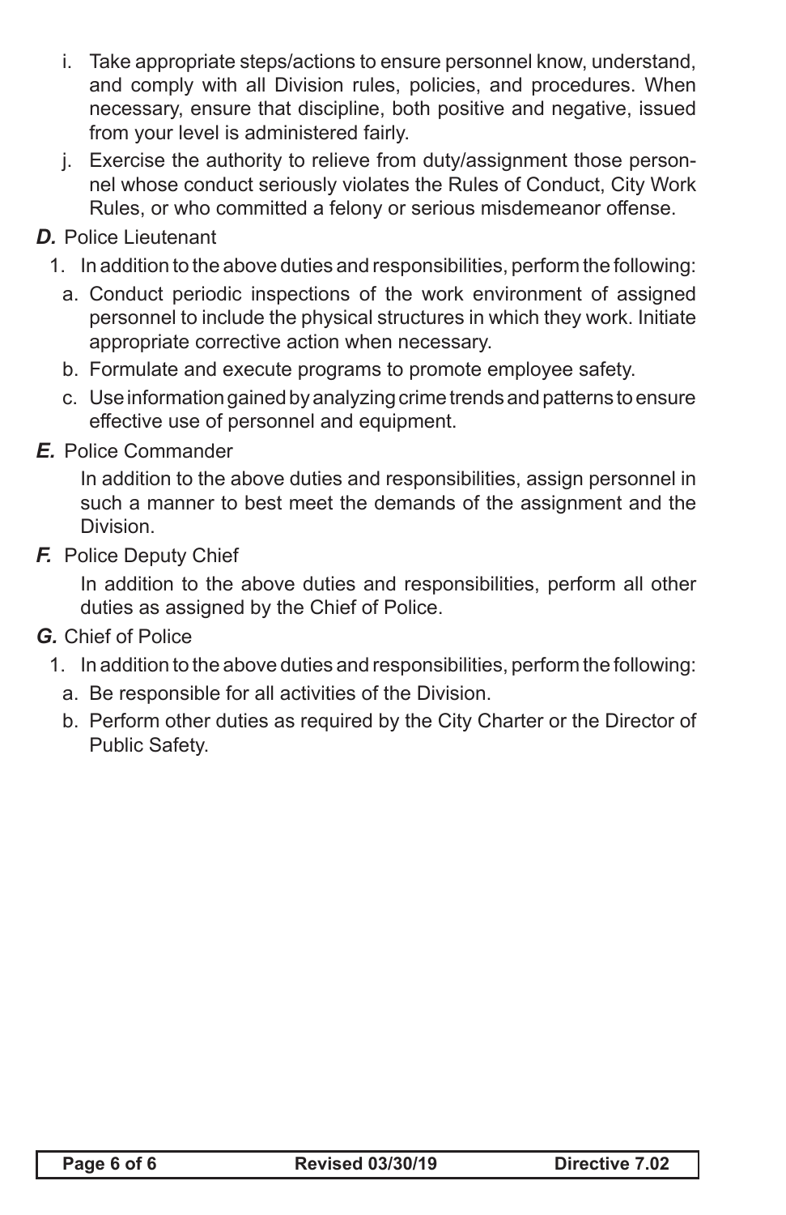i. Take appropriate steps/actions to ensure personnel know, understand, and comply with all Division rules, policies, and procedures. When necessary, ensure that discipline, both positive and negative, issued from your level is administered fairly.

j. Exercise the authority to relieve from duty/assignment those personnel whose conduct seriously violates the Rules of Conduct, City Work Rules, or who committed a felony or serious misdemeanor offense.

***D.*** Police Lieutenant

1. In addition to the above duties and responsibilities, perform the following:
   a. Conduct periodic inspections of the work environment of assigned personnel to include the physical structures in which they work. Initiate appropriate corrective action when necessary.
   b. Formulate and execute programs to promote employee safety.
   c. Use information gained by analyzing crime trends and patterns to ensure effective use of personnel and equipment.

***E.*** Police Commander

In addition to the above duties and responsibilities, assign personnel in such a manner to best meet the demands of the assignment and the Division.

***F.*** Police Deputy Chief

In addition to the above duties and responsibilities, perform all other duties as assigned by the Chief of Police.

***G.*** Chief of Police

1. In addition to the above duties and responsibilities, perform the following:
   a. Be responsible for all activities of the Division.
   b. Perform other duties as required by the City Charter or the Director of Public Safety.